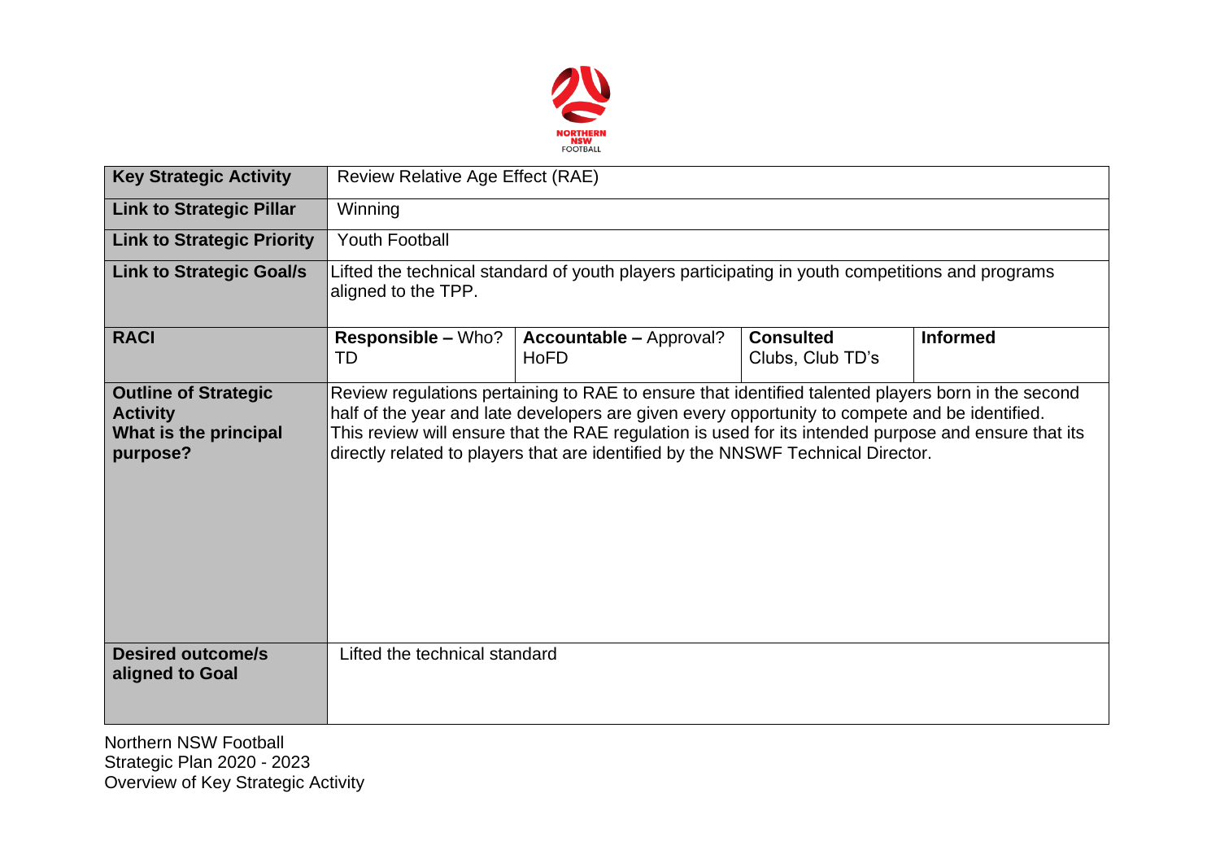| Key Strategic Activity | Review Relative Age Effect (RAE) | | | |
|---|---|---|---|---|
| **Link to Strategic Pillar** | Winning | | | |
| **Link to Strategic Priority** | Youth Football | | | |
| **Link to Strategic Goal/s** | Lifted the technical standard of youth players participating in youth competitions and programs aligned to the TPP. | | | |
| **RACI** | **Responsible –** Who? TD | **Accountable –** Approval? HoFD | **Consulted** Clubs, Club TD's | **Informed** |
| **Outline of Strategic Activity What is the principal purpose?** | Review regulations pertaining to RAE to ensure that identified talented players born in the second half of the year and late developers are given every opportunity to compete and be identified. This review will ensure that the RAE regulation is used for its intended purpose and ensure that its directly related to players that are identified by the NNSWF Technical Director. | | | |
| **Desired outcome/s aligned to Goal** | Lifted the technical standard | | | |

Northern NSW Football
Strategic Plan 2020 - 2023
Overview of Key Strategic Activity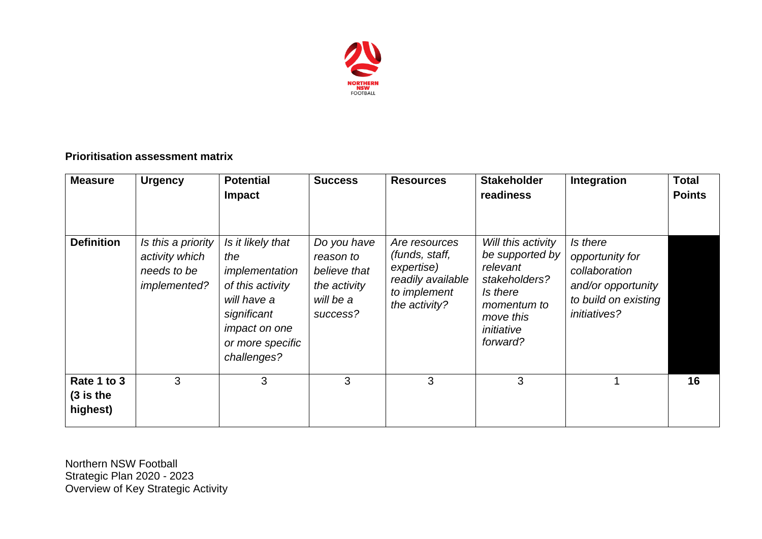**Prioritisation assessment matrix**

| Measure | Urgency | Potential Impact | Success | Resources | Stakeholder readiness | Integration | Total Points |
|---|---|---|---|---|---|---|---|
| **Definition** | *Is this a priority activity which needs to be implemented?* | *Is it likely that the implementation of this activity will have a significant impact on one or more specific challenges?* | *Do you have reason to believe that the activity will be a success?* | *Are resources (funds, staff, expertise) readily available to implement the activity?* | *Will this activity be supported by relevant stakeholders? Is there momentum to move this initiative forward?* | *Is there opportunity for collaboration and/or opportunity to build on existing initiatives?* | |
| **Rate 1 to 3 (3 is the highest)** | 3 | 3 | 3 | 3 | 3 | 1 | **16** |

Northern NSW Football
Strategic Plan 2020 - 2023
Overview of Key Strategic Activity